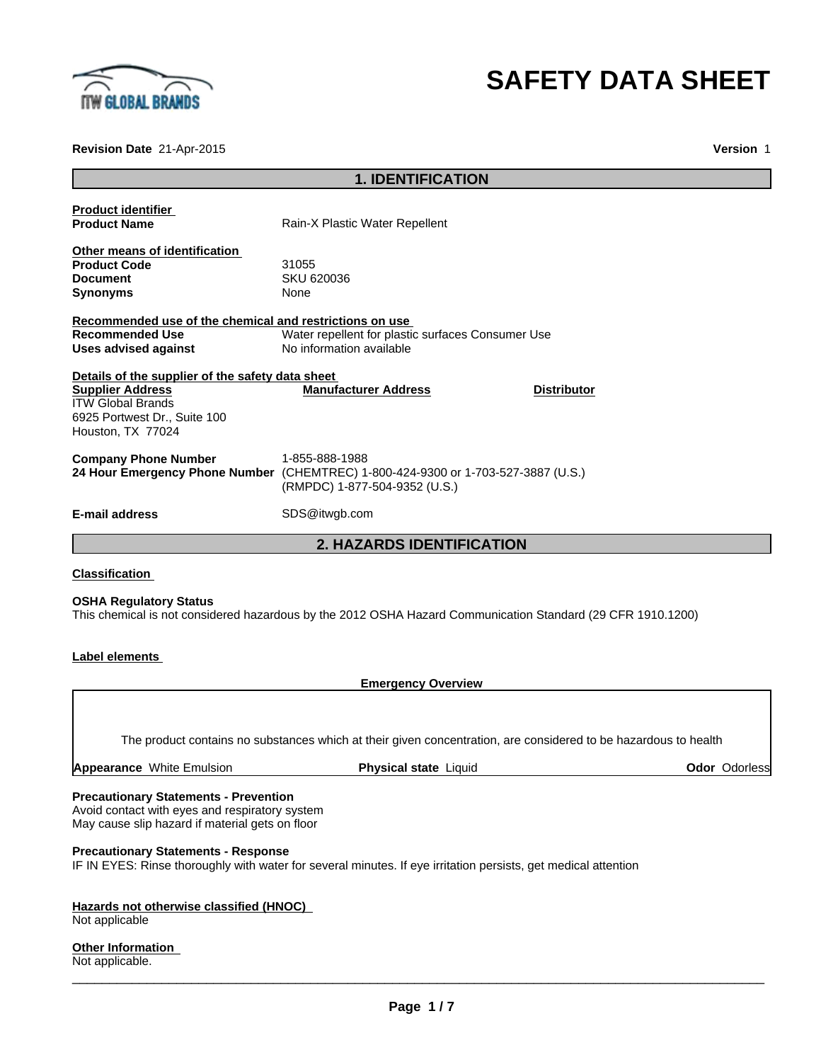# SAFETY DATA SHEET

**Revision Date** 21-Apr-2015 **Version** 1

## 1. IDENTIFICATION

**Product identifier**

**Product Name** Rain-X Plastic Water Repellent

**Other means of identification**

**Product Code** 31055
**Document** SKU 620036
**Synonyms** None

**Recommended use of the chemical and restrictions on use**

**Recommended Use** Water repellent for plastic surfaces Consumer Use
**Uses advised against** No information available

**Details of the supplier of the safety data sheet**

| **Supplier Address** | **Manufacturer Address** | **Distributor** |
|---|---|---|
| ITW Global Brands<br>6925 Portwest Dr., Suite 100<br>Houston, TX 77024 | | |

**Company Phone Number** 1-855-888-1988
**24 Hour Emergency Phone Number** (CHEMTREC) 1-800-424-9300 or 1-703-527-3887 (U.S.)
(RMPDC) 1-877-504-9352 (U.S.)

**E-mail address** SDS@itwgb.com

## 2. HAZARDS IDENTIFICATION

**Classification**

**OSHA Regulatory Status**
This chemical is not considered hazardous by the 2012 OSHA Hazard Communication Standard (29 CFR 1910.1200)

**Label elements**

**Emergency Overview**

The product contains no substances which at their given concentration, are considered to be hazardous to health

**Appearance** White Emulsion **Physical state** Liquid **Odor** Odorless

**Precautionary Statements - Prevention**
Avoid contact with eyes and respiratory system
May cause slip hazard if material gets on floor

**Precautionary Statements - Response**
IF IN EYES: Rinse thoroughly with water for several minutes. If eye irritation persists, get medical attention

**Hazards not otherwise classified (HNOC)**
Not applicable

**Other Information**
Not applicable.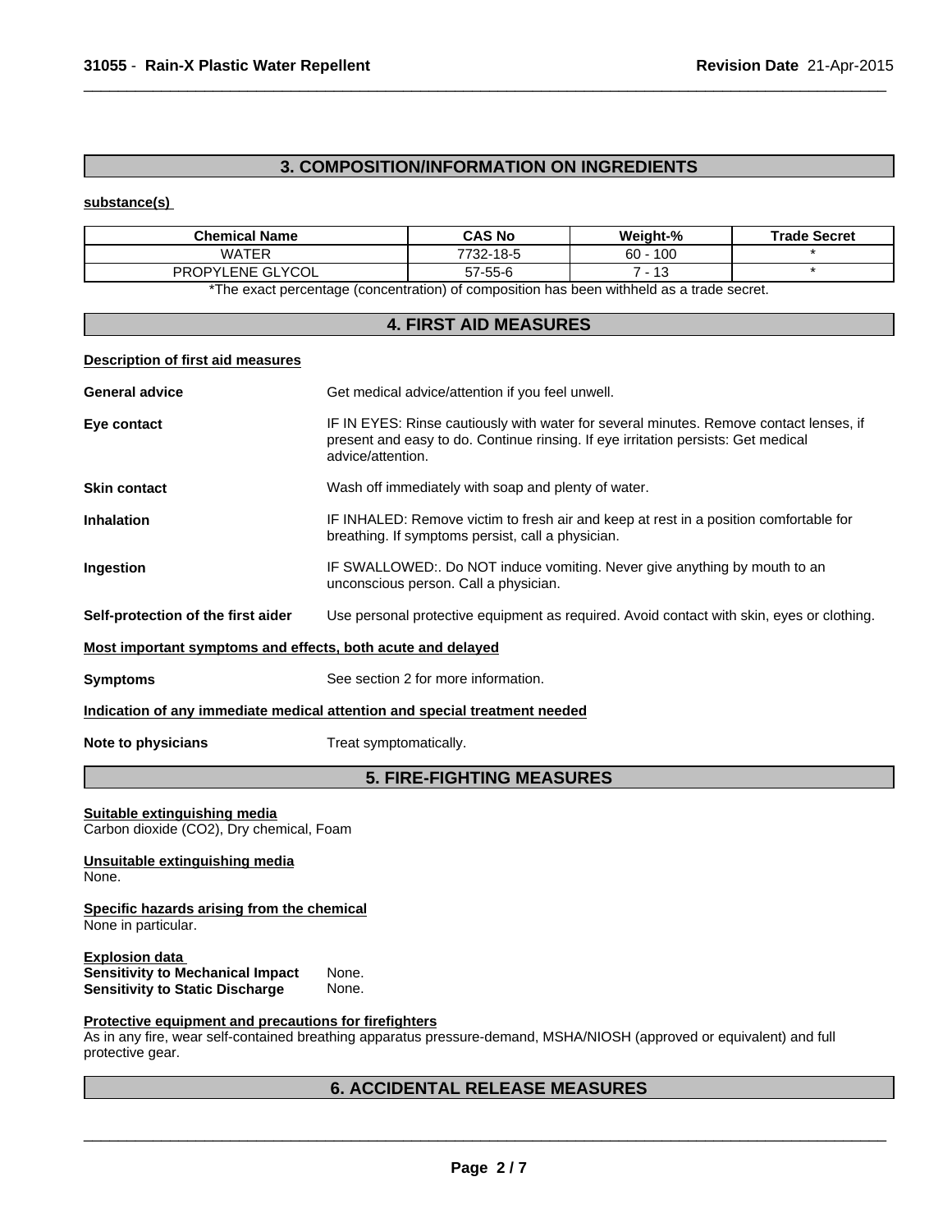## 3. COMPOSITION/INFORMATION ON INGREDIENTS

**substance(s)**

| Chemical Name | CAS No | Weight-% | Trade Secret |
|---|---|---|---|
| WATER | 7732-18-5 | 60 - 100 | * |
| PROPYLENE GLYCOL | 57-55-6 | 7 - 13 | * |

*The exact percentage (concentration) of composition has been withheld as a trade secret.

## 4. FIRST AID MEASURES

**Description of first aid measures**

**General advice** Get medical advice/attention if you feel unwell.

**Eye contact** IF IN EYES: Rinse cautiously with water for several minutes. Remove contact lenses, if present and easy to do. Continue rinsing. If eye irritation persists: Get medical advice/attention.

**Skin contact** Wash off immediately with soap and plenty of water.

**Inhalation** IF INHALED: Remove victim to fresh air and keep at rest in a position comfortable for breathing. If symptoms persist, call a physician.

**Ingestion** IF SWALLOWED:. Do NOT induce vomiting. Never give anything by mouth to an unconscious person. Call a physician.

**Self-protection of the first aider** Use personal protective equipment as required. Avoid contact with skin, eyes or clothing.

**Most important symptoms and effects, both acute and delayed**

**Symptoms** See section 2 for more information.

**Indication of any immediate medical attention and special treatment needed**

**Note to physicians** Treat symptomatically.

## 5. FIRE-FIGHTING MEASURES

**Suitable extinguishing media**
Carbon dioxide ($CO_2$), Dry chemical, Foam

**Unsuitable extinguishing media**
None.

**Specific hazards arising from the chemical**
None in particular.

**Explosion data**
**Sensitivity to Mechanical Impact** None.
**Sensitivity to Static Discharge** None.

**Protective equipment and precautions for firefighters**
As in any fire, wear self-contained breathing apparatus pressure-demand, MSHA/NIOSH (approved or equivalent) and full protective gear.

## 6. ACCIDENTAL RELEASE MEASURES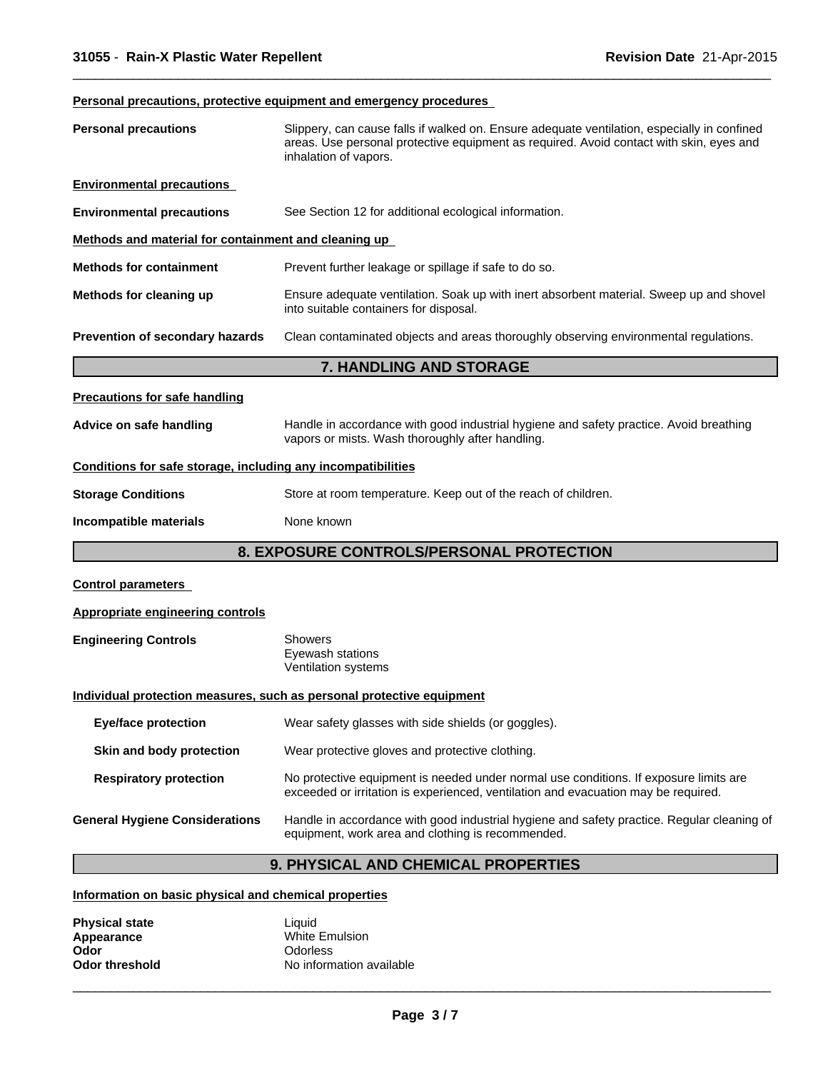#### Personal precautions, protective equipment and emergency procedures

**Personal precautions** Slippery, can cause falls if walked on. Ensure adequate ventilation, especially in confined areas. Use personal protective equipment as required. Avoid contact with skin, eyes and inhalation of vapors.

#### Environmental precautions

**Environmental precautions** See Section 12 for additional ecological information.

#### Methods and material for containment and cleaning up

**Methods for containment** Prevent further leakage or spillage if safe to do so.

**Methods for cleaning up** Ensure adequate ventilation. Soak up with inert absorbent material. Sweep up and shovel into suitable containers for disposal.

**Prevention of secondary hazards** Clean contaminated objects and areas thoroughly observing environmental regulations.

## 7. HANDLING AND STORAGE

#### Precautions for safe handling

**Advice on safe handling** Handle in accordance with good industrial hygiene and safety practice. Avoid breathing vapors or mists. Wash thoroughly after handling.

#### Conditions for safe storage, including any incompatibilities

**Storage Conditions** Store at room temperature. Keep out of the reach of children.

**Incompatible materials** None known

## 8. EXPOSURE CONTROLS/PERSONAL PROTECTION

#### Control parameters

#### Appropriate engineering controls

**Engineering Controls** Showers
Eyewash stations
Ventilation systems

#### Individual protection measures, such as personal protective equipment

**Eye/face protection** Wear safety glasses with side shields (or goggles).

**Skin and body protection** Wear protective gloves and protective clothing.

**Respiratory protection** No protective equipment is needed under normal use conditions. If exposure limits are exceeded or irritation is experienced, ventilation and evacuation may be required.

**General Hygiene Considerations** Handle in accordance with good industrial hygiene and safety practice. Regular cleaning of equipment, work area and clothing is recommended.

## 9. PHYSICAL AND CHEMICAL PROPERTIES

#### Information on basic physical and chemical properties

**Physical state** Liquid
**Appearance** White Emulsion
**Odor** Odorless
**Odor threshold** No information available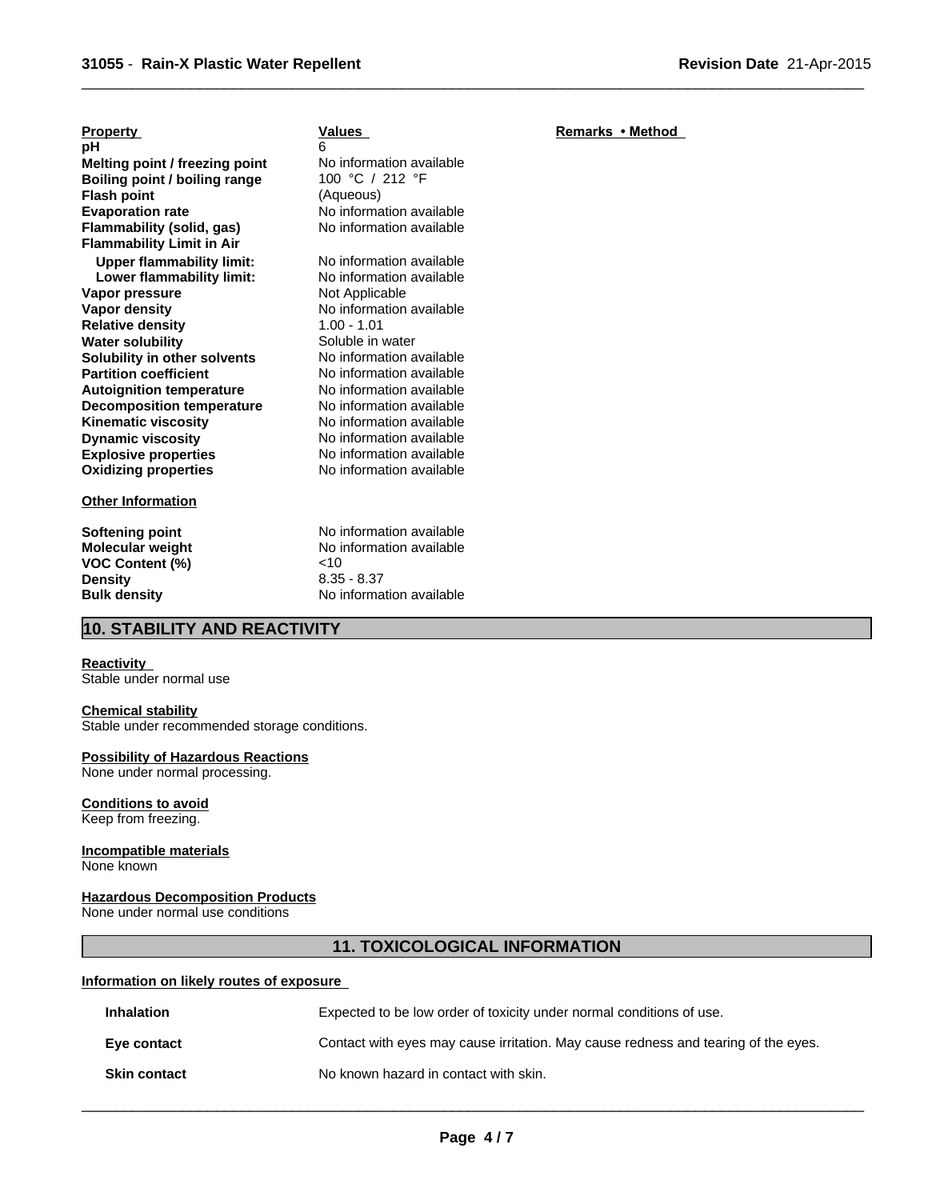| Property | Values | Remarks • Method |
|---|---|---|
| **pH** | 6 | |
| **Melting point / freezing point** | No information available | |
| **Boiling point / boiling range** | 100 °C / 212 °F | |
| **Flash point** | (Aqueous) | |
| **Evaporation rate** | No information available | |
| **Flammability (solid, gas)** | No information available | |
| **Flammability Limit in Air** | | |
| **Upper flammability limit:** | No information available | |
| **Lower flammability limit:** | No information available | |
| **Vapor pressure** | Not Applicable | |
| **Vapor density** | No information available | |
| **Relative density** | 1.00 - 1.01 | |
| **Water solubility** | Soluble in water | |
| **Solubility in other solvents** | No information available | |
| **Partition coefficient** | No information available | |
| **Autoignition temperature** | No information available | |
| **Decomposition temperature** | No information available | |
| **Kinematic viscosity** | No information available | |
| **Dynamic viscosity** | No information available | |
| **Explosive properties** | No information available | |
| **Oxidizing properties** | No information available | |

**Other Information**

| | |
|---|---|
| **Softening point** | No information available |
| **Molecular weight** | No information available |
| **VOC Content (%)** | <10 |
| **Density** | 8.35 - 8.37 |
| **Bulk density** | No information available |

## 10. STABILITY AND REACTIVITY

**Reactivity**
Stable under normal use

**Chemical stability**
Stable under recommended storage conditions.

**Possibility of Hazardous Reactions**
None under normal processing.

**Conditions to avoid**
Keep from freezing.

**Incompatible materials**
None known

**Hazardous Decomposition Products**
None under normal use conditions

## 11. TOXICOLOGICAL INFORMATION

**Information on likely routes of exposure**

| | |
|---|---|
| **Inhalation** | Expected to be low order of toxicity under normal conditions of use. |
| **Eye contact** | Contact with eyes may cause irritation. May cause redness and tearing of the eyes. |
| **Skin contact** | No known hazard in contact with skin. |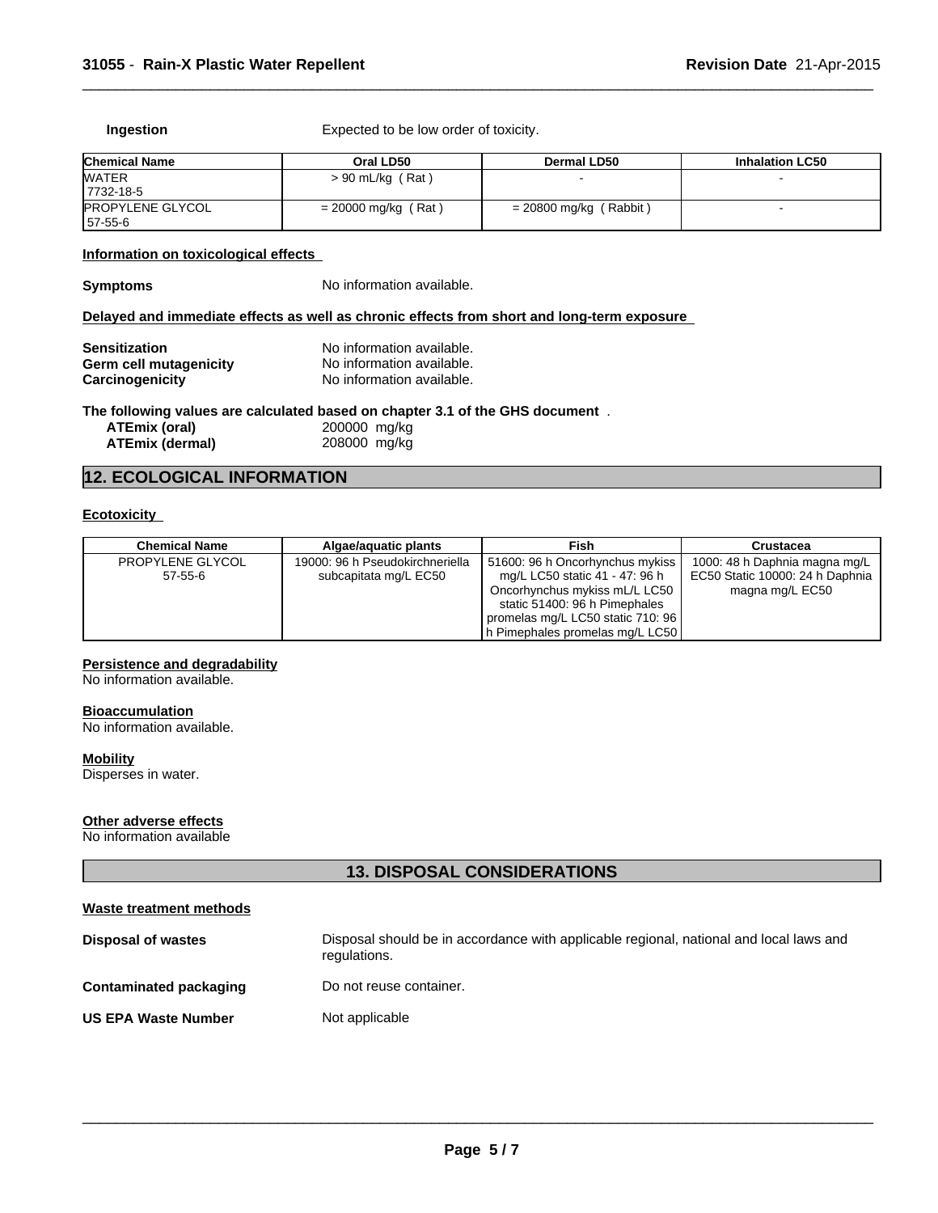**Ingestion** Expected to be low order of toxicity.

| Chemical Name | Oral LD50 | Dermal LD50 | Inhalation LC50 |
|---|---|---|---|
| WATER 7732-18-5 | > 90 mL/kg ( Rat ) | - | - |
| PROPYLENE GLYCOL 57-55-6 | = 20000 mg/kg ( Rat ) | = 20800 mg/kg ( Rabbit ) | - |

**Information on toxicological effects**

**Symptoms** No information available.

**Delayed and immediate effects as well as chronic effects from short and long-term exposure**

**Sensitization** No information available.
**Germ cell mutagenicity** No information available.
**Carcinogenicity** No information available.

**The following values are calculated based on chapter 3.1 of the GHS document** .

**ATEmix (oral)** 200000 mg/kg
**ATEmix (dermal)** 208000 mg/kg

## 12. ECOLOGICAL INFORMATION

**Ecotoxicity**

| Chemical Name | Algae/aquatic plants | Fish | Crustacea |
|---|---|---|---|
| PROPYLENE GLYCOL 57-55-6 | 19000: 96 h Pseudokirchneriella subcapitata mg/L EC50 | 51600: 96 h Oncorhynchus mykiss mg/L LC50 static 41 - 47: 96 h Oncorhynchus mykiss mL/L LC50 static 51400: 96 h Pimephales promelas mg/L LC50 static 710: 96 h Pimephales promelas mg/L LC50 | 1000: 48 h Daphnia magna mg/L EC50 Static 10000: 24 h Daphnia magna mg/L EC50 |

**Persistence and degradability**
No information available.

**Bioaccumulation**
No information available.

**Mobility**
Disperses in water.

**Other adverse effects**
No information available

## 13. DISPOSAL CONSIDERATIONS

**Waste treatment methods**

**Disposal of wastes** Disposal should be in accordance with applicable regional, national and local laws and regulations.

**Contaminated packaging** Do not reuse container.

**US EPA Waste Number** Not applicable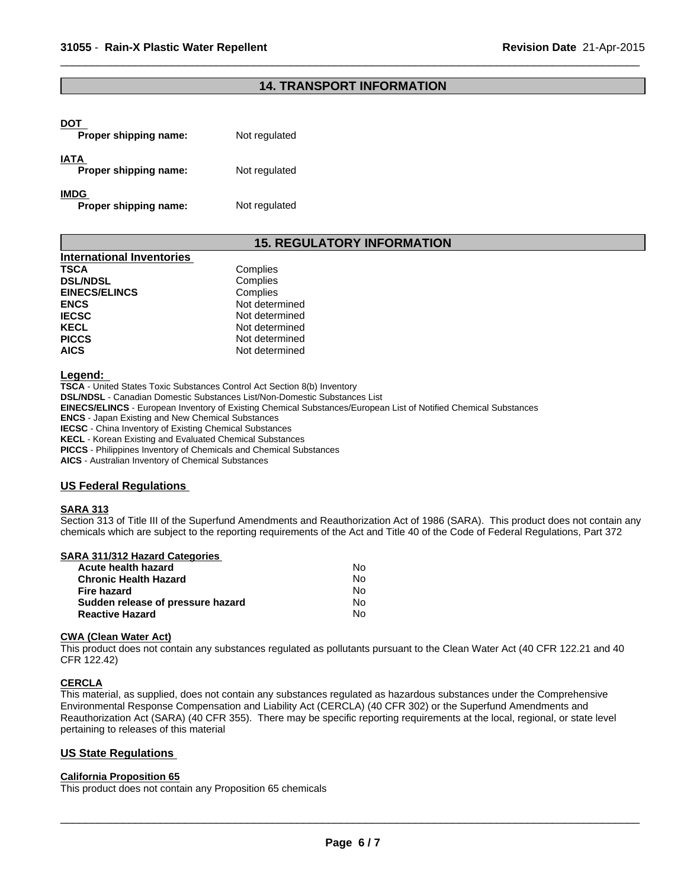## 14. TRANSPORT INFORMATION

**DOT**

| | |
|---|---|
| **Proper shipping name:** | Not regulated |

**IATA**

| | |
|---|---|
| **Proper shipping name:** | Not regulated |

**IMDG**

| | |
|---|---|
| **Proper shipping name:** | Not regulated |

## 15. REGULATORY INFORMATION

**International Inventories**

| | |
|---|---|
| **TSCA** | Complies |
| **DSL/NDSL** | Complies |
| **EINECS/ELINCS** | Complies |
| **ENCS** | Not determined |
| **IECSC** | Not determined |
| **KECL** | Not determined |
| **PICCS** | Not determined |
| **AICS** | Not determined |

**Legend:**

**TSCA** - United States Toxic Substances Control Act Section 8(b) Inventory
**DSL/NDSL** - Canadian Domestic Substances List/Non-Domestic Substances List
**EINECS/ELINCS** - European Inventory of Existing Chemical Substances/European List of Notified Chemical Substances
**ENCS** - Japan Existing and New Chemical Substances
**IECSC** - China Inventory of Existing Chemical Substances
**KECL** - Korean Existing and Evaluated Chemical Substances
**PICCS** - Philippines Inventory of Chemicals and Chemical Substances
**AICS** - Australian Inventory of Chemical Substances

### US Federal Regulations

**SARA 313**

Section 313 of Title III of the Superfund Amendments and Reauthorization Act of 1986 (SARA). This product does not contain any chemicals which are subject to the reporting requirements of the Act and Title 40 of the Code of Federal Regulations, Part 372

**SARA 311/312 Hazard Categories**

| | |
|---|---|
| **Acute health hazard** | No |
| **Chronic Health Hazard** | No |
| **Fire hazard** | No |
| **Sudden release of pressure hazard** | No |
| **Reactive Hazard** | No |

**CWA (Clean Water Act)**

This product does not contain any substances regulated as pollutants pursuant to the Clean Water Act (40 CFR 122.21 and 40 CFR 122.42)

**CERCLA**

This material, as supplied, does not contain any substances regulated as hazardous substances under the Comprehensive Environmental Response Compensation and Liability Act (CERCLA) (40 CFR 302) or the Superfund Amendments and Reauthorization Act (SARA) (40 CFR 355). There may be specific reporting requirements at the local, regional, or state level pertaining to releases of this material

### US State Regulations

**California Proposition 65**

This product does not contain any Proposition 65 chemicals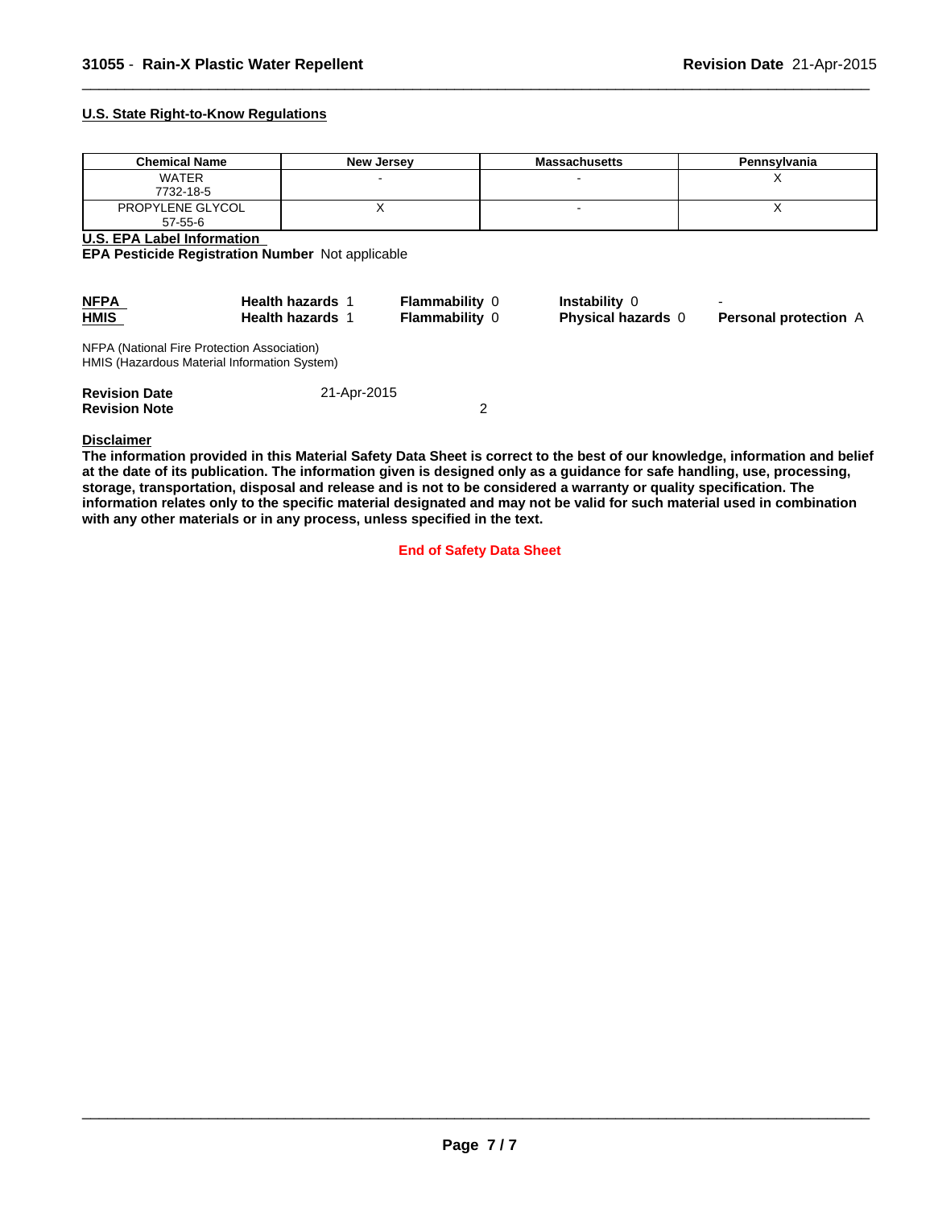## U.S. State Right-to-Know Regulations

| Chemical Name | New Jersey | Massachusetts | Pennsylvania |
|---|---|---|---|
| WATER 7732-18-5 | - | - | X |
| PROPYLENE GLYCOL 57-55-6 | X | - | X |

## U.S. EPA Label Information

**EPA Pesticide Registration Number** Not applicable

| | | | | |
|---|---|---|---|---|
| **NFPA** | **Health hazards** 1 | **Flammability** 0 | **Instability** 0 | - |
| **HMIS** | **Health hazards** 1 | **Flammability** 0 | **Physical hazards** 0 | **Personal protection** A |

NFPA (National Fire Protection Association)
HMIS (Hazardous Material Information System)

**Revision Date** 21-Apr-2015
**Revision Note** 2

## Disclaimer

**The information provided in this Material Safety Data Sheet is correct to the best of our knowledge, information and belief at the date of its publication. The information given is designed only as a guidance for safe handling, use, processing, storage, transportation, disposal and release and is not to be considered a warranty or quality specification. The information relates only to the specific material designated and may not be valid for such material used in combination with any other materials or in any process, unless specified in the text.**

**End of Safety Data Sheet**